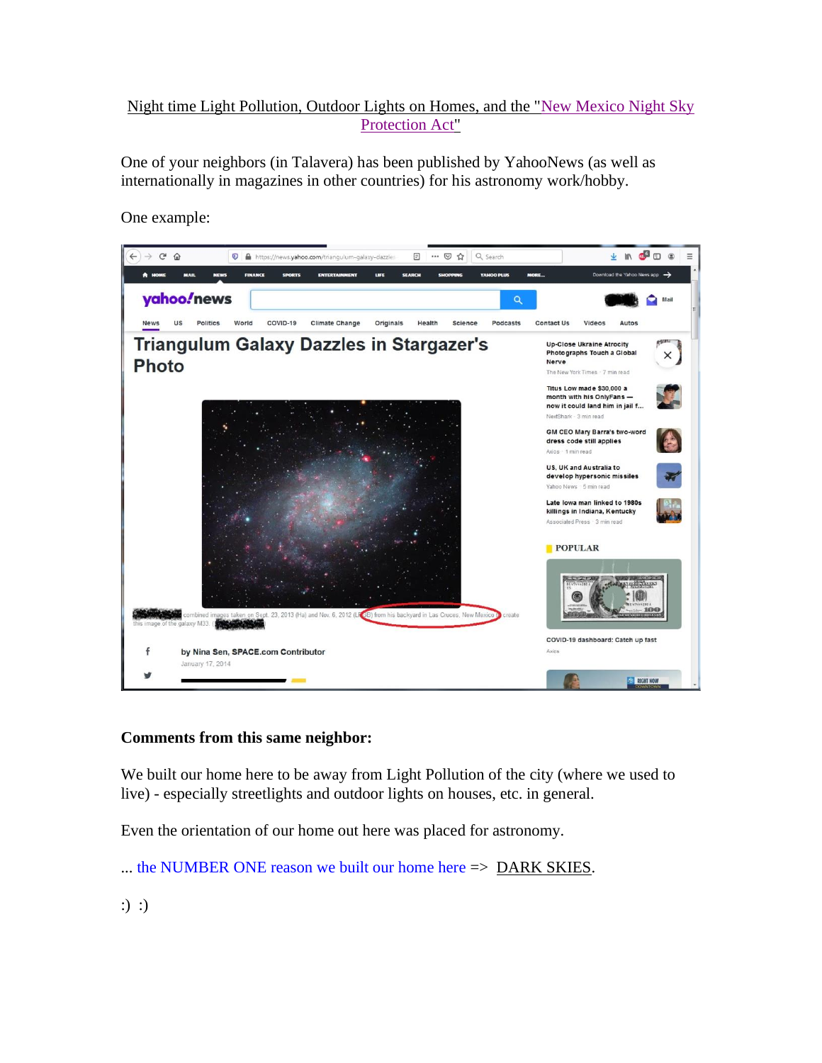# Night time Light Pollution, Outdoor Lights on Homes, and the "New Mexico Night Sky Protection Act"

One of your neighbors (in Talavera) has been published by YahooNews (as well as internationally in magazines in other countries) for his astronomy work/hobby.

One example:

**Comments from this same neighbor:**

We built our home here to be away from Light Pollution of the city (where we used to live) - especially streetlights and outdoor lights on houses, etc. in general.

Even the orientation of our home out here was placed for astronomy.

... the NUMBER ONE reason we built our home here => DARK SKIES.

:) :)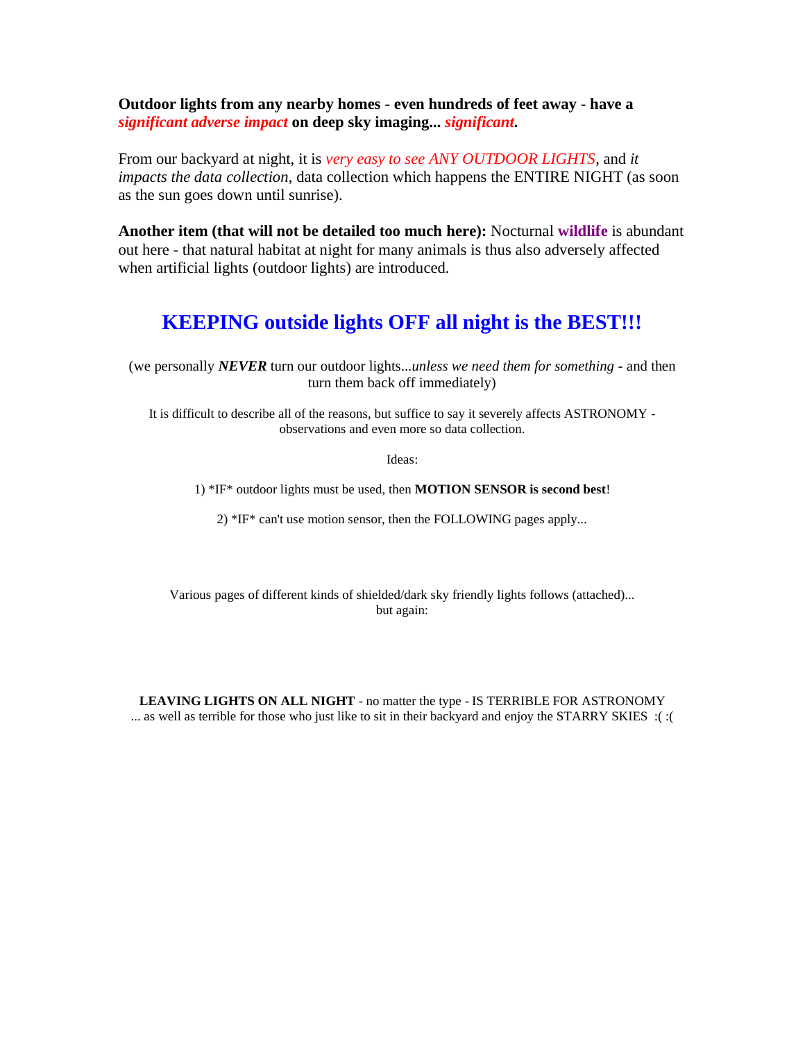**Outdoor lights from any nearby homes - even hundreds of feet away - have a *significant adverse impact* on deep sky imaging... *significant*.**

From our backyard at night, it is *very easy to see ANY OUTDOOR LIGHTS*, and *it impacts the data collection*, data collection which happens the ENTIRE NIGHT (as soon as the sun goes down until sunrise).

**Another item (that will not be detailed too much here):** Nocturnal **wildlife** is abundant out here - that natural habitat at night for many animals is thus also adversely affected when artificial lights (outdoor lights) are introduced.

## KEEPING outside lights OFF all night is the BEST!!!

(we personally ***NEVER*** turn our outdoor lights...*unless we need them for something* - and then turn them back off immediately)

It is difficult to describe all of the reasons, but suffice to say it severely affects ASTRONOMY - observations and even more so data collection.

Ideas:

1) *IF* outdoor lights must be used, then **MOTION SENSOR is second best**!

2) *IF* can't use motion sensor, then the FOLLOWING pages apply...

Various pages of different kinds of shielded/dark sky friendly lights follows (attached)... but again:

**LEAVING LIGHTS ON ALL NIGHT** - no matter the type - IS TERRIBLE FOR ASTRONOMY ... as well as terrible for those who just like to sit in their backyard and enjoy the STARRY SKIES :( :(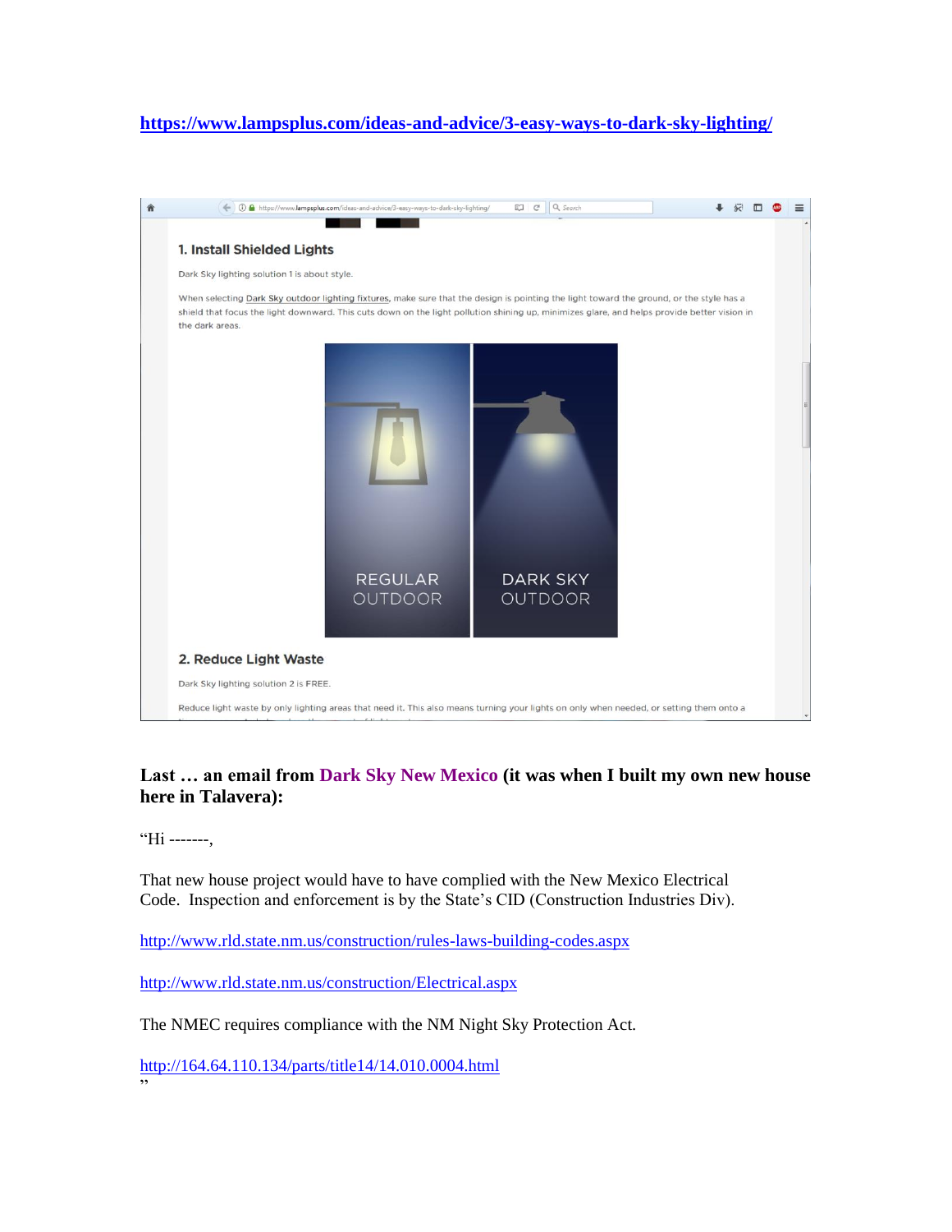**https://www.lampsplus.com/ideas-and-advice/3-easy-ways-to-dark-sky-lighting/**

1. Install Shielded Lights

Dark Sky lighting solution 1 is about style.

When selecting Dark Sky outdoor lighting fixtures, make sure that the design is pointing the light toward the ground, or the style has a shield that focus the light downward. This cuts down on the light pollution shining up, minimizes glare, and helps provide better vision in the dark areas.

REGULAR OUTDOOR

DARK SKY OUTDOOR

2. Reduce Light Waste

Dark Sky lighting solution 2 is FREE.

Reduce light waste by only lighting areas that need it. This also means turning your lights on only when needed, or setting them onto a

**Last … an email from Dark Sky New Mexico (it was when I built my own new house here in Talavera):**

"Hi -------,

That new house project would have to have complied with the New Mexico Electrical Code. Inspection and enforcement is by the State's CID (Construction Industries Div).

http://www.rld.state.nm.us/construction/rules-laws-building-codes.aspx

http://www.rld.state.nm.us/construction/Electrical.aspx

The NMEC requires compliance with the NM Night Sky Protection Act.

http://164.64.110.134/parts/title14/14.010.0004.html
"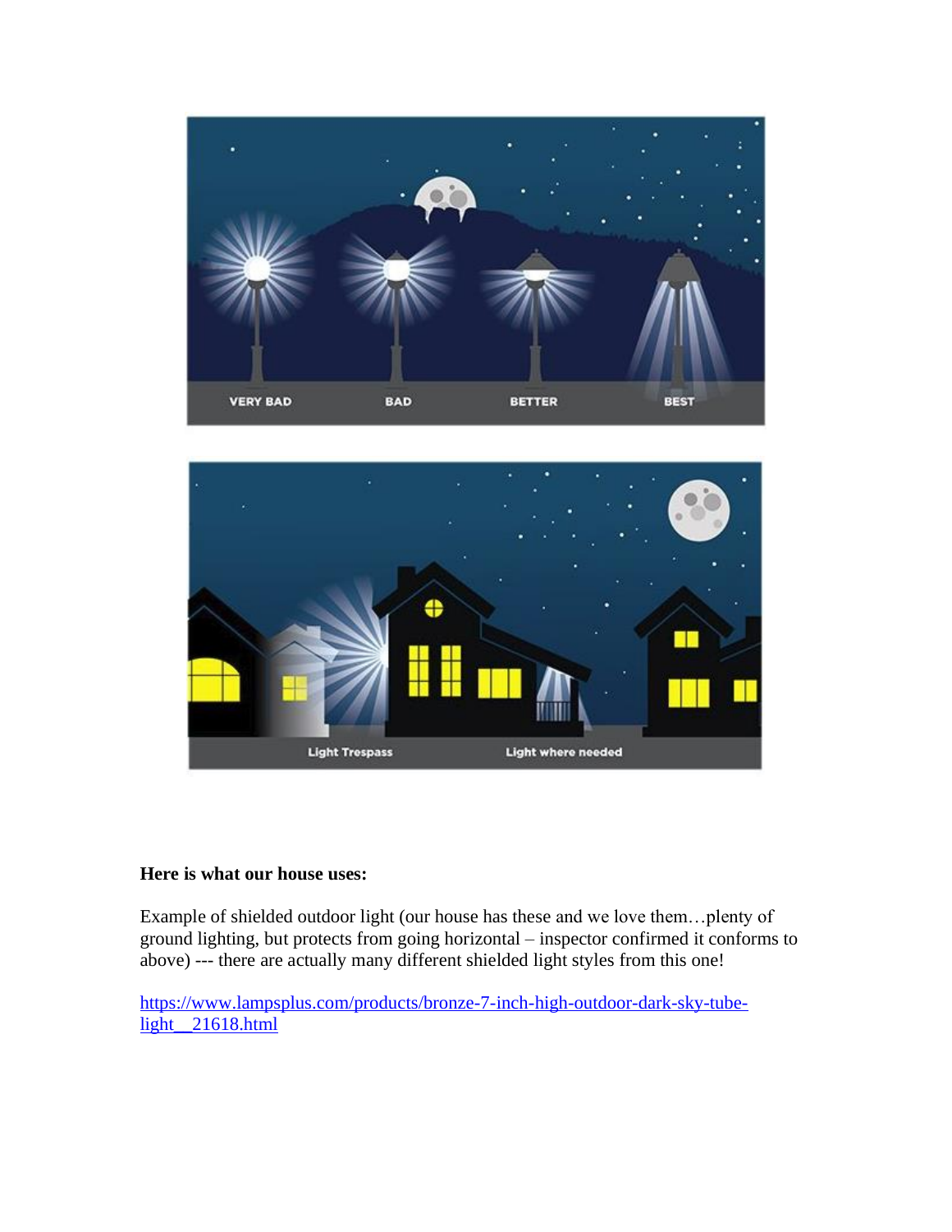**Here is what our house uses:**

Example of shielded outdoor light (our house has these and we love them…plenty of ground lighting, but protects from going horizontal – inspector confirmed it conforms to above) --- there are actually many different shielded light styles from this one!

[https://www.lampsplus.com/products/bronze-7-inch-high-outdoor-dark-sky-tube-light__21618.html](https://www.lampsplus.com/products/bronze-7-inch-high-outdoor-dark-sky-tube-light__21618.html)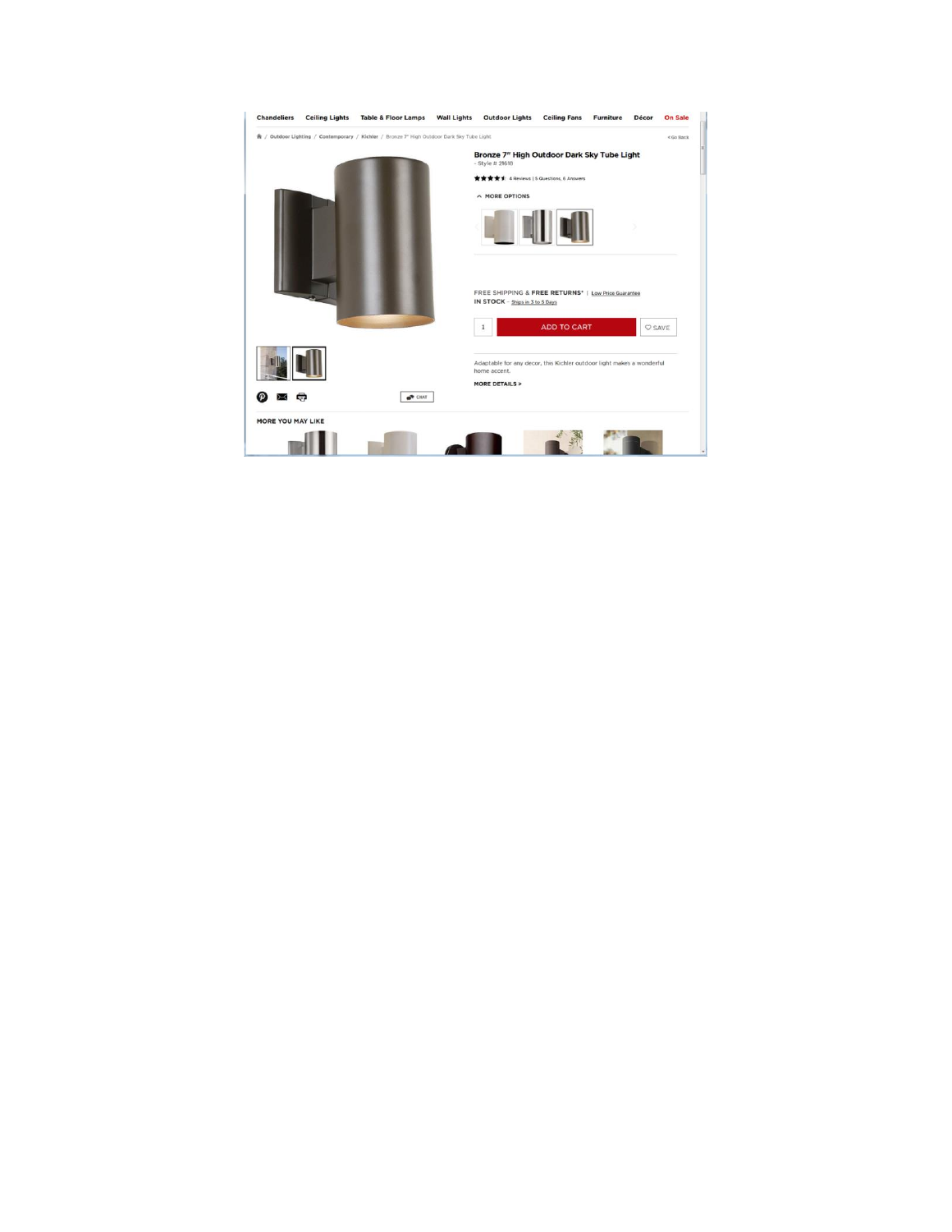Chandeliers Ceiling Lights Table & Floor Lamps Wall Lights Outdoor Lights Ceiling Fans Furniture Décor On Sale

/ Outdoor Lighting / Contemporary / Kichler / Bronze 7" High Outdoor Dark Sky Tube Light

< Go Back

## Bronze 7" High Outdoor Dark Sky Tube Light

- Style # 21618

4 Reviews | 5 Questions, 6 Answers

MORE OPTIONS

FREE SHIPPING & FREE RETURNS* | Low Price Guarantee

IN STOCK - Ships in 3 to 5 Days

1 ADD TO CART SAVE

Adaptable for any decor, this Kichler outdoor light makes a wonderful home accent.

MORE DETAILS >

CHAT

MORE YOU MAY LIKE